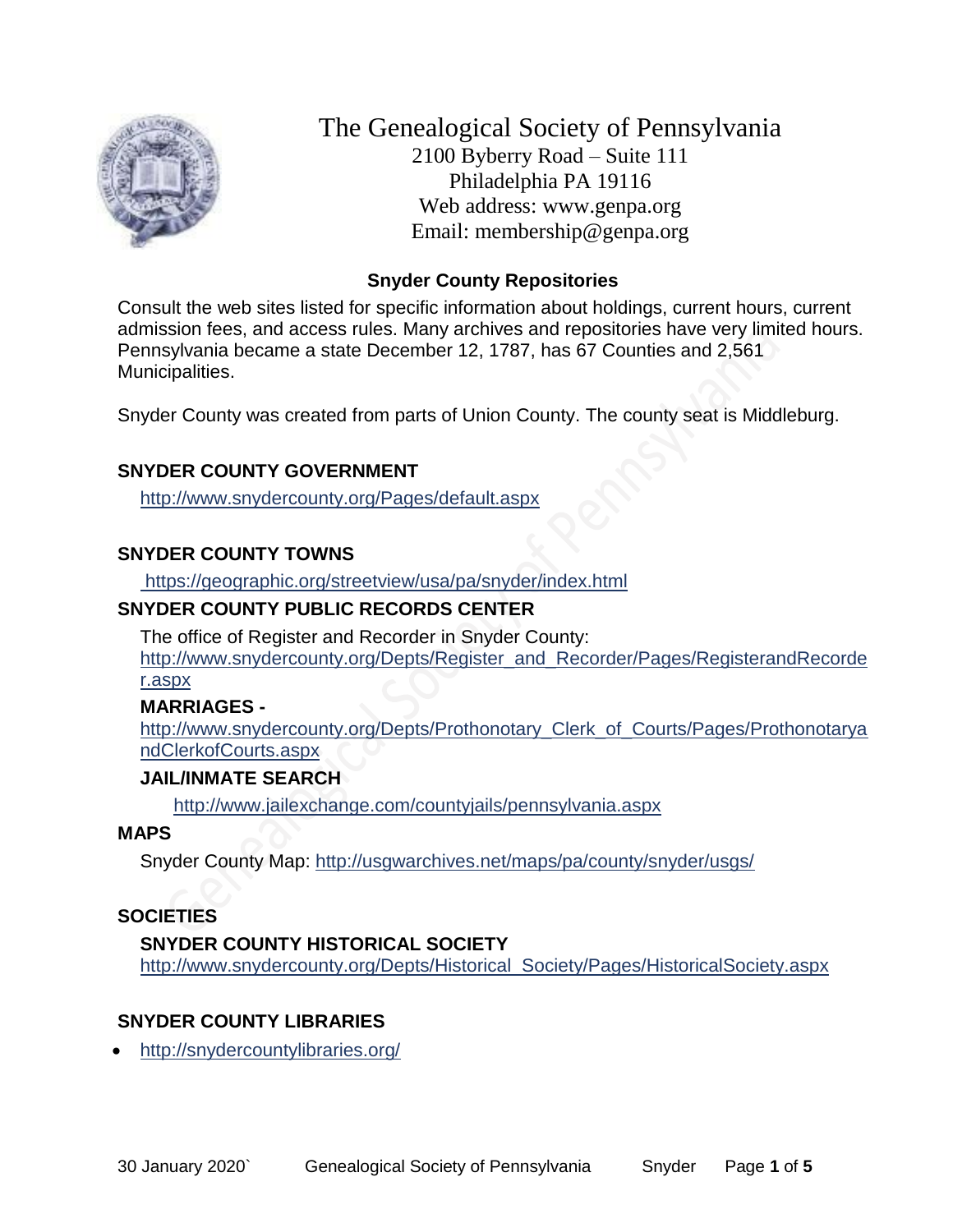# The Genealogical Society of Pennsylvania

2100 Byberry Road – Suite 111
Philadelphia PA 19116
Web address: www.genpa.org
Email: membership@genpa.org

## Snyder County Repositories

Consult the web sites listed for specific information about holdings, current hours, current admission fees, and access rules. Many archives and repositories have very limited hours. Pennsylvania became a state December 12, 1787, has 67 Counties and 2,561 Municipalities.

Snyder County was created from parts of Union County. The county seat is Middleburg.

### SNYDER COUNTY GOVERNMENT

http://www.snydercounty.org/Pages/default.aspx

### SNYDER COUNTY TOWNS

https://geographic.org/streetview/usa/pa/snyder/index.html

### SNYDER COUNTY PUBLIC RECORDS CENTER

The office of Register and Recorder in Snyder County:
http://www.snydercounty.org/Depts/Register_and_Recorder/Pages/RegisterandRecorder.aspx

#### MARRIAGES -

http://www.snydercounty.org/Depts/Prothonotary_Clerk_of_Courts/Pages/ProthonotaryandClerkofCourts.aspx

#### JAIL/INMATE SEARCH

http://www.jailexchange.com/countyjails/pennsylvania.aspx

### MAPS

Snyder County Map: http://usgwarchives.net/maps/pa/county/snyder/usgs/

### SOCIETIES

#### SNYDER COUNTY HISTORICAL SOCIETY

http://www.snydercounty.org/Depts/Historical_Society/Pages/HistoricalSociety.aspx

### SNYDER COUNTY LIBRARIES

- http://snydercountylibraries.org/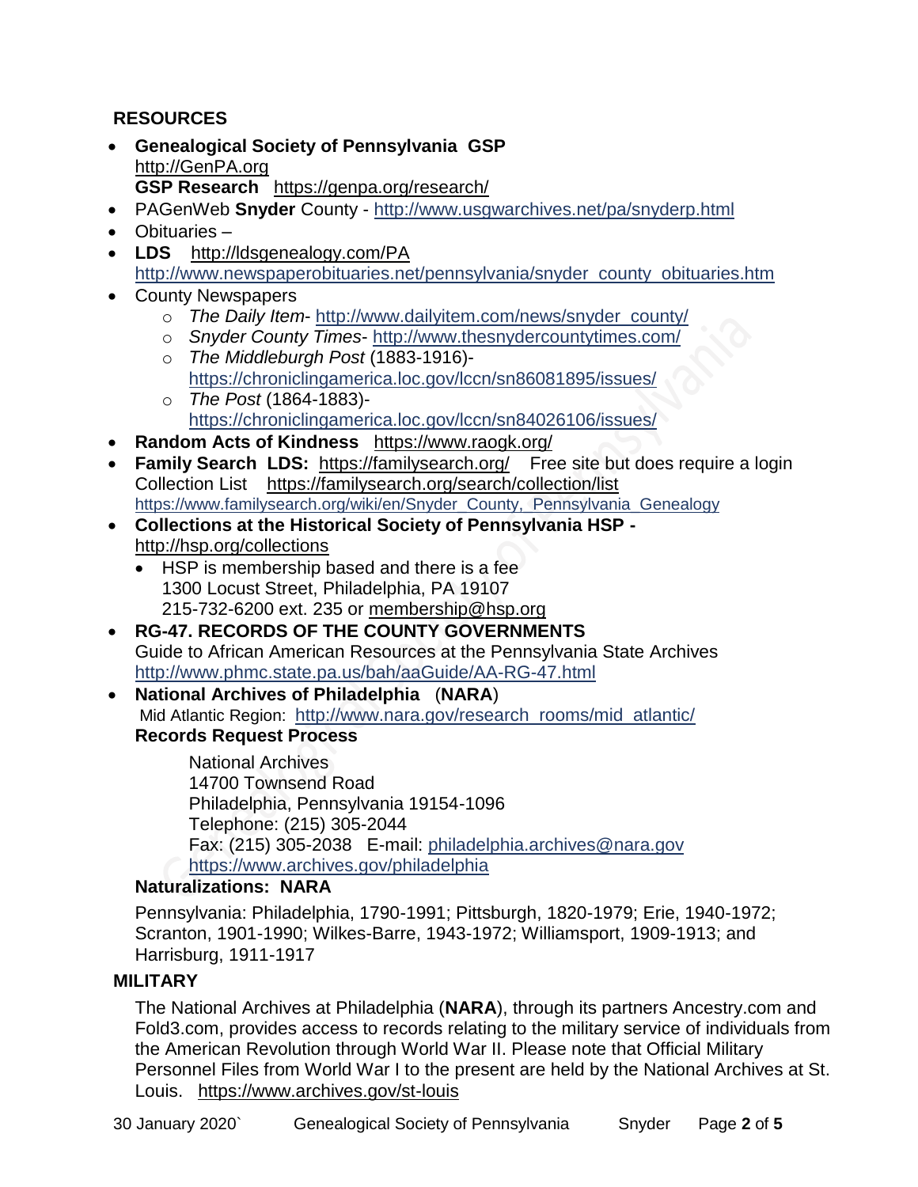## RESOURCES

- **Genealogical Society of Pennsylvania GSP**
  http://GenPA.org
  **GSP Research** https://genpa.org/research/
- PAGenWeb **Snyder** County - http://www.usgwarchives.net/pa/snyderp.html
- Obituaries –
- **LDS** http://ldsgenealogy.com/PA
  http://www.newspaperobituaries.net/pennsylvania/snyder_county_obituaries.htm
- County Newspapers
  - *The Daily Item*- http://www.dailyitem.com/news/snyder_county/
  - *Snyder County Times*- http://www.thesnydercountytimes.com/
  - *The Middleburgh Post* (1883-1916)-
    https://chroniclingamerica.loc.gov/lccn/sn86081895/issues/
  - *The Post* (1864-1883)-
    https://chroniclingamerica.loc.gov/lccn/sn84026106/issues/
- **Random Acts of Kindness** https://www.raogk.org/
- **Family Search LDS:** https://familysearch.org/ Free site but does require a login
  Collection List https://familysearch.org/search/collection/list
  https://www.familysearch.org/wiki/en/Snyder_County,_Pennsylvania_Genealogy
- **Collections at the Historical Society of Pennsylvania HSP -**
  http://hsp.org/collections
  - HSP is membership based and there is a fee
    1300 Locust Street, Philadelphia, PA 19107
    215-732-6200 ext. 235 or membership@hsp.org
- **RG-47. RECORDS OF THE COUNTY GOVERNMENTS**
  Guide to African American Resources at the Pennsylvania State Archives
  http://www.phmc.state.pa.us/bah/aaGuide/AA-RG-47.html
- **National Archives of Philadelphia** (**NARA**)
  Mid Atlantic Region: http://www.nara.gov/research_rooms/mid_atlantic/
  **Records Request Process**

  National Archives
  14700 Townsend Road
  Philadelphia, Pennsylvania 19154-1096
  Telephone: (215) 305-2044
  Fax: (215) 305-2038 E-mail: philadelphia.archives@nara.gov
  https://www.archives.gov/philadelphia

  **Naturalizations: NARA**

  Pennsylvania: Philadelphia, 1790-1991; Pittsburgh, 1820-1979; Erie, 1940-1972; Scranton, 1901-1990; Wilkes-Barre, 1943-1972; Williamsport, 1909-1913; and Harrisburg, 1911-1917

## MILITARY

The National Archives at Philadelphia (**NARA**), through its partners Ancestry.com and Fold3.com, provides access to records relating to the military service of individuals from the American Revolution through World War II. Please note that Official Military Personnel Files from World War I to the present are held by the National Archives at St. Louis. https://www.archives.gov/st-louis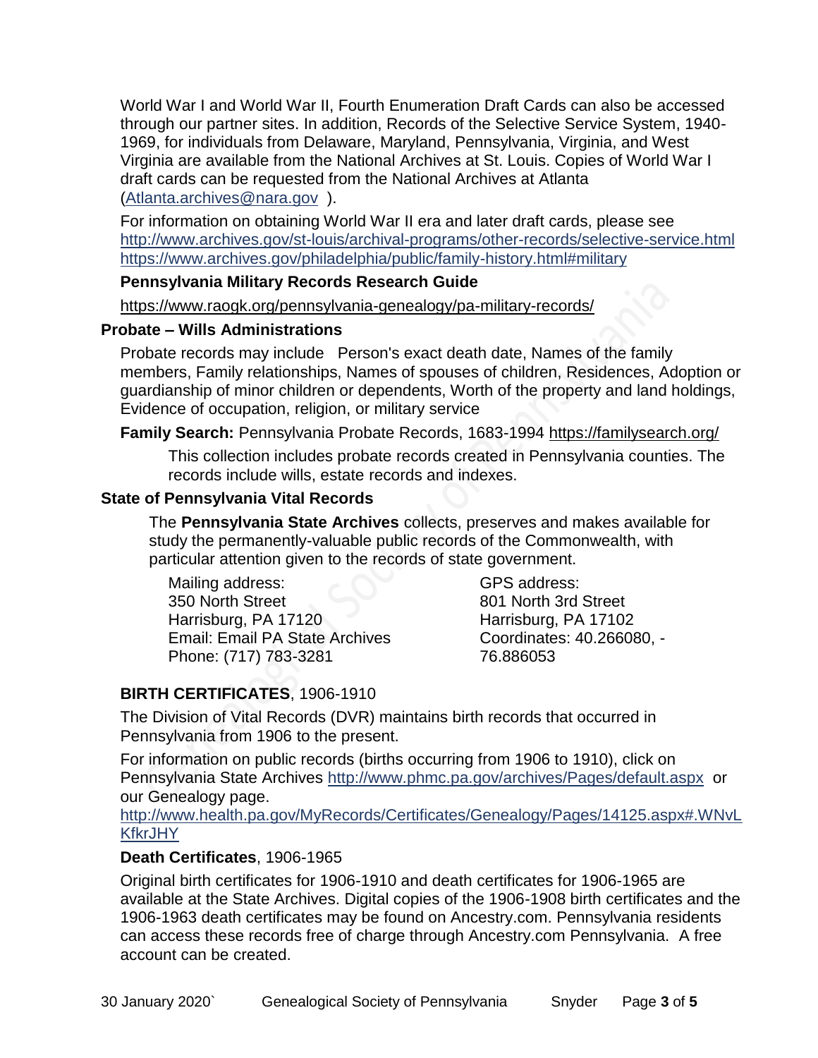World War I and World War II, Fourth Enumeration Draft Cards can also be accessed through our partner sites. In addition, Records of the Selective Service System, 1940-1969, for individuals from Delaware, Maryland, Pennsylvania, Virginia, and West Virginia are available from the National Archives at St. Louis. Copies of World War I draft cards can be requested from the National Archives at Atlanta (Atlanta.archives@nara.gov ).

For information on obtaining World War II era and later draft cards, please see http://www.archives.gov/st-louis/archival-programs/other-records/selective-service.html https://www.archives.gov/philadelphia/public/family-history.html#military

**Pennsylvania Military Records Research Guide**

https://www.raogk.org/pennsylvania-genealogy/pa-military-records/

## Probate – Wills Administrations

Probate records may include Person's exact death date, Names of the family members, Family relationships, Names of spouses of children, Residences, Adoption or guardianship of minor children or dependents, Worth of the property and land holdings, Evidence of occupation, religion, or military service

**Family Search:** Pennsylvania Probate Records, 1683-1994 https://familysearch.org/

This collection includes probate records created in Pennsylvania counties. The records include wills, estate records and indexes.

## State of Pennsylvania Vital Records

The **Pennsylvania State Archives** collects, preserves and makes available for study the permanently-valuable public records of the Commonwealth, with particular attention given to the records of state government.

Mailing address:
350 North Street
Harrisburg, PA 17120
Email: Email PA State Archives
Phone: (717) 783-3281

GPS address:
801 North 3rd Street
Harrisburg, PA 17102
Coordinates: 40.266080, -76.886053

**BIRTH CERTIFICATES**, 1906-1910

The Division of Vital Records (DVR) maintains birth records that occurred in Pennsylvania from 1906 to the present.

For information on public records (births occurring from 1906 to 1910), click on Pennsylvania State Archives http://www.phmc.pa.gov/archives/Pages/default.aspx or our Genealogy page.
http://www.health.pa.gov/MyRecords/Certificates/Genealogy/Pages/14125.aspx#.WNvLKfkrJHY

**Death Certificates**, 1906-1965

Original birth certificates for 1906-1910 and death certificates for 1906-1965 are available at the State Archives. Digital copies of the 1906-1908 birth certificates and the 1906-1963 death certificates may be found on Ancestry.com. Pennsylvania residents can access these records free of charge through Ancestry.com Pennsylvania. A free account can be created.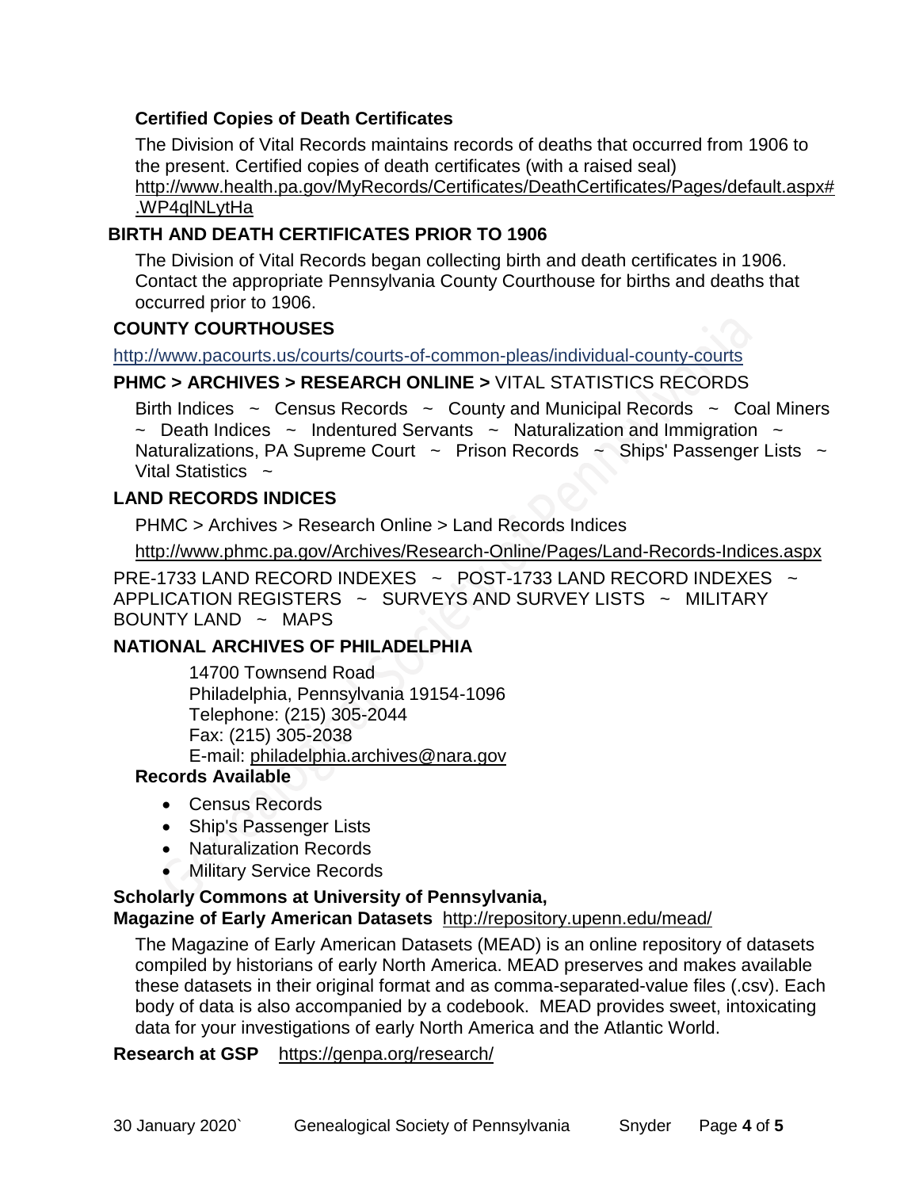### Certified Copies of Death Certificates

The Division of Vital Records maintains records of deaths that occurred from 1906 to the present. Certified copies of death certificates (with a raised seal) http://www.health.pa.gov/MyRecords/Certificates/DeathCertificates/Pages/default.aspx#.WP4qlNLytHa

## BIRTH AND DEATH CERTIFICATES PRIOR TO 1906

The Division of Vital Records began collecting birth and death certificates in 1906. Contact the appropriate Pennsylvania County Courthouse for births and deaths that occurred prior to 1906.

## COUNTY COURTHOUSES

http://www.pacourts.us/courts/courts-of-common-pleas/individual-county-courts

## PHMC > ARCHIVES > RESEARCH ONLINE > VITAL STATISTICS RECORDS

Birth Indices ~ Census Records ~ County and Municipal Records ~ Coal Miners ~ Death Indices ~ Indentured Servants ~ Naturalization and Immigration ~ Naturalizations, PA Supreme Court ~ Prison Records ~ Ships' Passenger Lists ~ Vital Statistics ~

## LAND RECORDS INDICES

PHMC > Archives > Research Online > Land Records Indices

http://www.phmc.pa.gov/Archives/Research-Online/Pages/Land-Records-Indices.aspx

PRE-1733 LAND RECORD INDEXES ~ POST-1733 LAND RECORD INDEXES ~ APPLICATION REGISTERS ~ SURVEYS AND SURVEY LISTS ~ MILITARY BOUNTY LAND ~ MAPS

## NATIONAL ARCHIVES OF PHILADELPHIA

14700 Townsend Road
Philadelphia, Pennsylvania 19154-1096
Telephone: (215) 305-2044
Fax: (215) 305-2038
E-mail: philadelphia.archives@nara.gov

### Records Available

- Census Records
- Ship's Passenger Lists
- Naturalization Records
- Military Service Records

## Scholarly Commons at University of Pennsylvania, Magazine of Early American Datasets http://repository.upenn.edu/mead/

The Magazine of Early American Datasets (MEAD) is an online repository of datasets compiled by historians of early North America. MEAD preserves and makes available these datasets in their original format and as comma-separated-value files (.csv). Each body of data is also accompanied by a codebook. MEAD provides sweet, intoxicating data for your investigations of early North America and the Atlantic World.

**Research at GSP** https://genpa.org/research/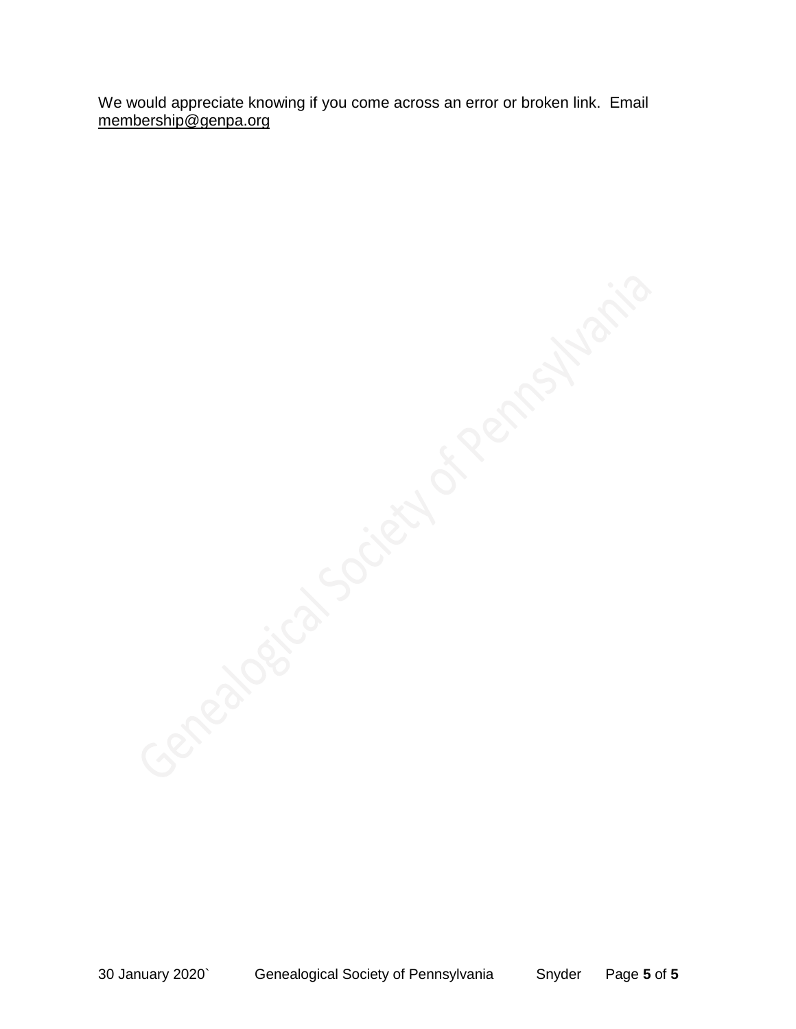We would appreciate knowing if you come across an error or broken link. Email membership@genpa.org